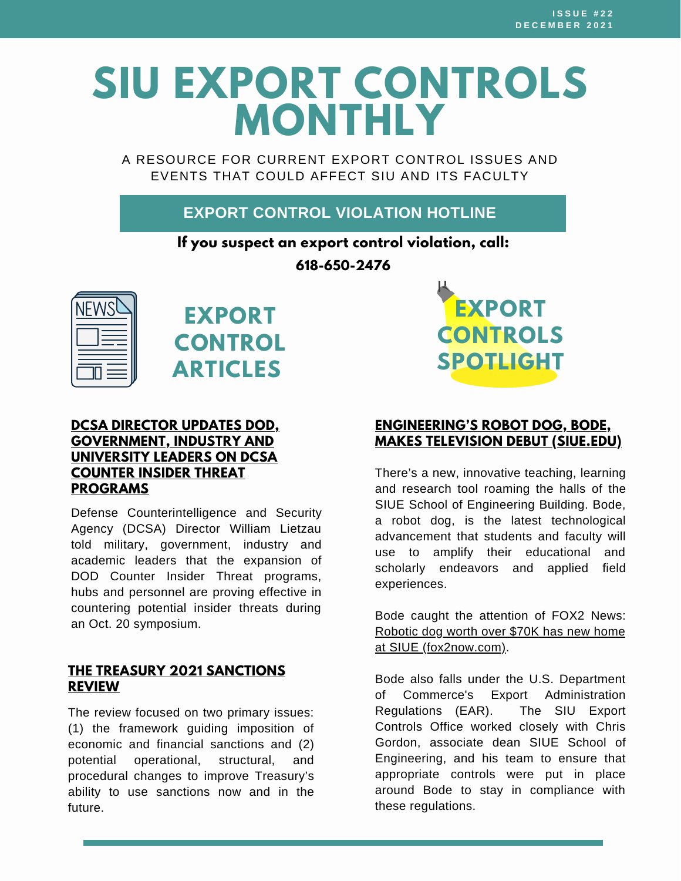ISSUE #22
DECEMBER 2021

# SIU EXPORT CONTROLS MONTHLY

A RESOURCE FOR CURRENT EXPORT CONTROL ISSUES AND EVENTS THAT COULD AFFECT SIU AND ITS FACULTY

## EXPORT CONTROL VIOLATION HOTLINE

**If you suspect an export control violation, call:**

**618-650-2476**

## EXPORT CONTROL ARTICLES

### DCSA DIRECTOR UPDATES DOD, GOVERNMENT, INDUSTRY AND UNIVERSITY LEADERS ON DCSA COUNTER INSIDER THREAT PROGRAMS

Defense Counterintelligence and Security Agency (DCSA) Director William Lietzau told military, government, industry and academic leaders that the expansion of DOD Counter Insider Threat programs, hubs and personnel are proving effective in countering potential insider threats during an Oct. 20 symposium.

### THE TREASURY 2021 SANCTIONS REVIEW

The review focused on two primary issues: (1) the framework guiding imposition of economic and financial sanctions and (2) potential operational, structural, and procedural changes to improve Treasury's ability to use sanctions now and in the future.

## EXPORT CONTROLS SPOTLIGHT

### ENGINEERING'S ROBOT DOG, BODE, MAKES TELEVISION DEBUT (SIUE.EDU)

There's a new, innovative teaching, learning and research tool roaming the halls of the SIUE School of Engineering Building. Bode, a robot dog, is the latest technological advancement that students and faculty will use to amplify their educational and scholarly endeavors and applied field experiences.

Bode caught the attention of FOX2 News: Robotic dog worth over $70K has new home at SIUE (fox2now.com).

Bode also falls under the U.S. Department of Commerce's Export Administration Regulations (EAR). The SIU Export Controls Office worked closely with Chris Gordon, associate dean SIUE School of Engineering, and his team to ensure that appropriate controls were put in place around Bode to stay in compliance with these regulations.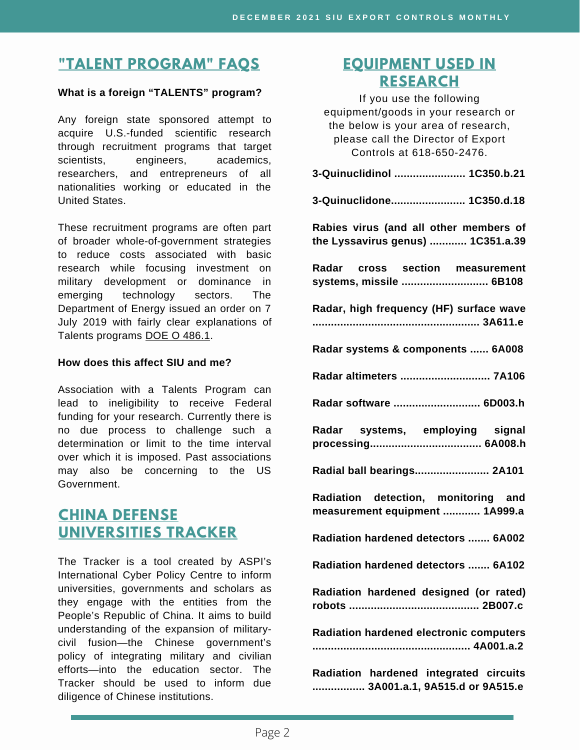## "TALENT PROGRAM" FAQS

**What is a foreign "TALENTS" program?**

Any foreign state sponsored attempt to acquire U.S.-funded scientific research through recruitment programs that target scientists, engineers, academics, researchers, and entrepreneurs of all nationalities working or educated in the United States.

These recruitment programs are often part of broader whole-of-government strategies to reduce costs associated with basic research while focusing investment on military development or dominance in emerging technology sectors. The Department of Energy issued an order on 7 July 2019 with fairly clear explanations of Talents programs DOE O 486.1.

**How does this affect SIU and me?**

Association with a Talents Program can lead to ineligibility to receive Federal funding for your research. Currently there is no due process to challenge such a determination or limit to the time interval over which it is imposed. Past associations may also be concerning to the US Government.

## CHINA DEFENSE UNIVERSITIES TRACKER

The Tracker is a tool created by ASPI's International Cyber Policy Centre to inform universities, governments and scholars as they engage with the entities from the People's Republic of China. It aims to build understanding of the expansion of military-civil fusion—the Chinese government's policy of integrating military and civilian efforts—into the education sector. The Tracker should be used to inform due diligence of Chinese institutions.

## EQUIPMENT USED IN RESEARCH

If you use the following equipment/goods in your research or the below is your area of research, please call the Director of Export Controls at 618-650-2476.

**3-Quinuclidinol ....................... 1C350.b.21**

**3-Quinuclidone........................ 1C350.d.18**

**Rabies virus (and all other members of the Lyssavirus genus) ............ 1C351.a.39**

**Radar cross section measurement systems, missile ............................ 6B108**

**Radar, high frequency (HF) surface wave ...................................................... 3A611.e**

**Radar systems & components ...... 6A008**

**Radar altimeters ............................. 7A106**

**Radar software ............................ 6D003.h**

**Radar systems, employing signal processing.................................... 6A008.h**

**Radial ball bearings........................ 2A101**

**Radiation detection, monitoring and measurement equipment ............ 1A999.a**

**Radiation hardened detectors ....... 6A002**

**Radiation hardened detectors ....... 6A102**

**Radiation hardened designed (or rated) robots ......................................... 2B007.c**

**Radiation hardened electronic computers .................................................. 4A001.a.2**

**Radiation hardened integrated circuits ................. 3A001.a.1, 9A515.d or 9A515.e**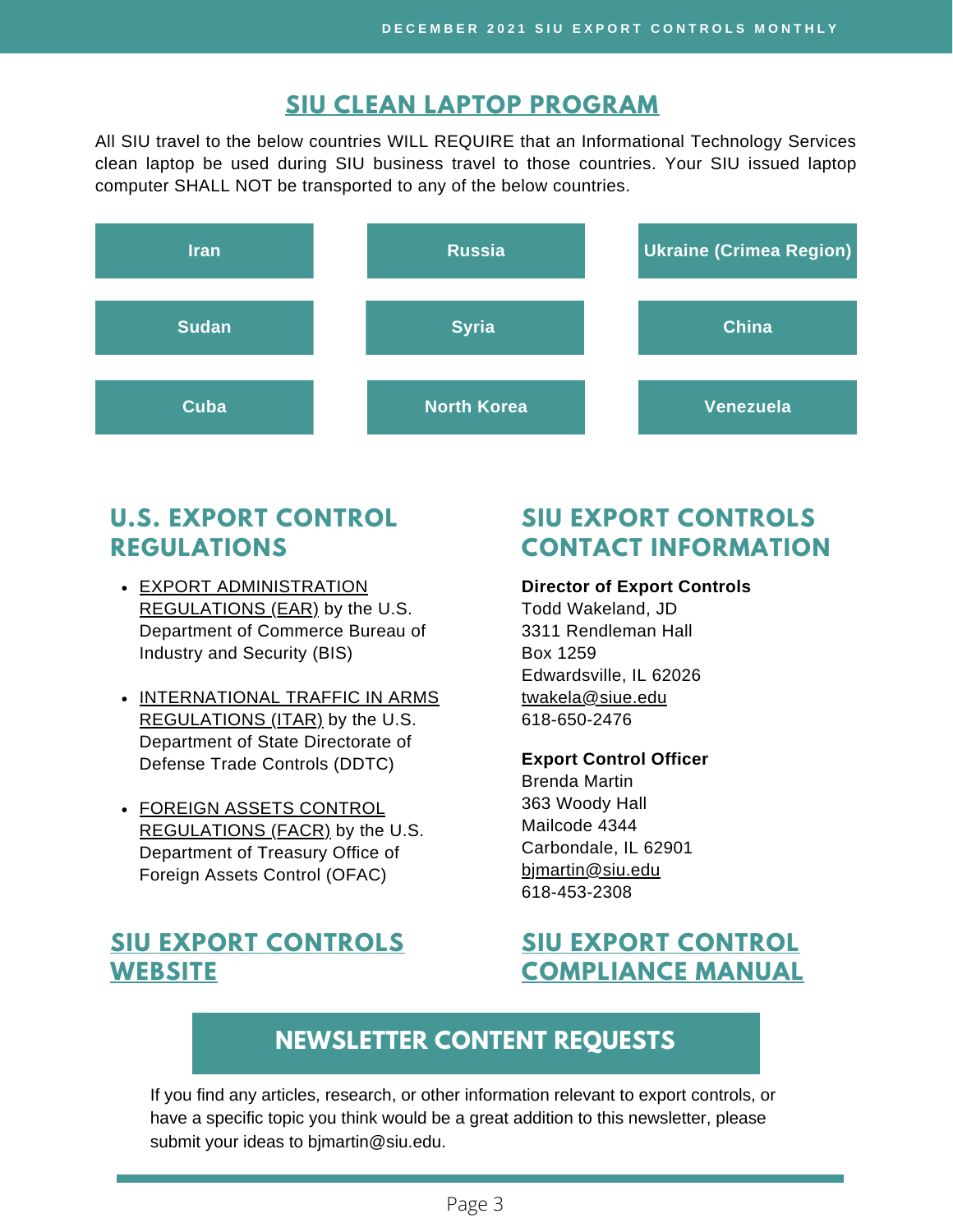## SIU CLEAN LAPTOP PROGRAM

All SIU travel to the below countries WILL REQUIRE that an Informational Technology Services clean laptop be used during SIU business travel to those countries. Your SIU issued laptop computer SHALL NOT be transported to any of the below countries.

| | | |
|---|---|---|
| Iran | Russia | Ukraine (Crimea Region) |
| Sudan | Syria | China |
| Cuba | North Korea | Venezuela |

## U.S. EXPORT CONTROL REGULATIONS

- EXPORT ADMINISTRATION REGULATIONS (EAR) by the U.S. Department of Commerce Bureau of Industry and Security (BIS)
- INTERNATIONAL TRAFFIC IN ARMS REGULATIONS (ITAR) by the U.S. Department of State Directorate of Defense Trade Controls (DDTC)
- FOREIGN ASSETS CONTROL REGULATIONS (FACR) by the U.S. Department of Treasury Office of Foreign Assets Control (OFAC)

## SIU EXPORT CONTROLS CONTACT INFORMATION

**Director of Export Controls**
Todd Wakeland, JD
3311 Rendleman Hall
Box 1259
Edwardsville, IL 62026
twakela@siue.edu
618-650-2476

**Export Control Officer**
Brenda Martin
363 Woody Hall
Mailcode 4344
Carbondale, IL 62901
bjmartin@siu.edu
618-453-2308

## SIU EXPORT CONTROLS WEBSITE

## SIU EXPORT CONTROL COMPLIANCE MANUAL

## NEWSLETTER CONTENT REQUESTS

If you find any articles, research, or other information relevant to export controls, or have a specific topic you think would be a great addition to this newsletter, please submit your ideas to bjmartin@siu.edu.